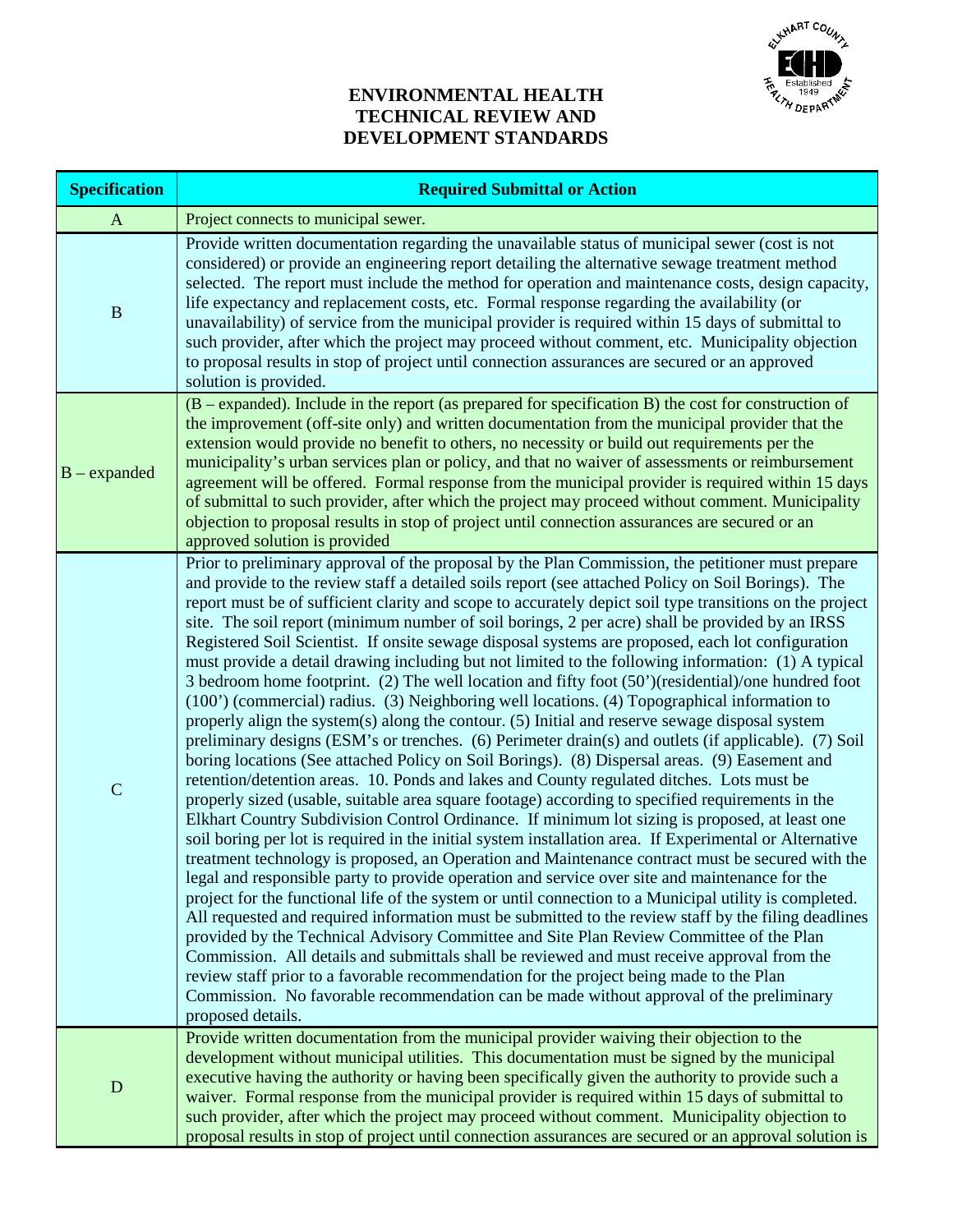# ENVIRONMENTAL HEALTH TECHNICAL REVIEW AND DEVELOPMENT STANDARDS

| Specification | Required Submittal or Action |
|---|---|
| A | Project connects to municipal sewer. |
| B | Provide written documentation regarding the unavailable status of municipal sewer (cost is not considered) or provide an engineering report detailing the alternative sewage treatment method selected. The report must include the method for operation and maintenance costs, design capacity, life expectancy and replacement costs, etc. Formal response regarding the availability (or unavailability) of service from the municipal provider is required within 15 days of submittal to such provider, after which the project may proceed without comment, etc. Municipality objection to proposal results in stop of project until connection assurances are secured or an approved solution is provided. |
| B – expanded | (B – expanded). Include in the report (as prepared for specification B) the cost for construction of the improvement (off-site only) and written documentation from the municipal provider that the extension would provide no benefit to others, no necessity or build out requirements per the municipality's urban services plan or policy, and that no waiver of assessments or reimbursement agreement will be offered. Formal response from the municipal provider is required within 15 days of submittal to such provider, after which the project may proceed without comment. Municipality objection to proposal results in stop of project until connection assurances are secured or an approved solution is provided |
| C | Prior to preliminary approval of the proposal by the Plan Commission, the petitioner must prepare and provide to the review staff a detailed soils report (see attached Policy on Soil Borings). The report must be of sufficient clarity and scope to accurately depict soil type transitions on the project site. The soil report (minimum number of soil borings, 2 per acre) shall be provided by an IRSS Registered Soil Scientist. If onsite sewage disposal systems are proposed, each lot configuration must provide a detail drawing including but not limited to the following information: (1) A typical 3 bedroom home footprint. (2) The well location and fifty foot (50')(residential)/one hundred foot (100') (commercial) radius. (3) Neighboring well locations. (4) Topographical information to properly align the system(s) along the contour. (5) Initial and reserve sewage disposal system preliminary designs (ESM's or trenches. (6) Perimeter drain(s) and outlets (if applicable). (7) Soil boring locations (See attached Policy on Soil Borings). (8) Dispersal areas. (9) Easement and retention/detention areas. 10. Ponds and lakes and County regulated ditches. Lots must be properly sized (usable, suitable area square footage) according to specified requirements in the Elkhart Country Subdivision Control Ordinance. If minimum lot sizing is proposed, at least one soil boring per lot is required in the initial system installation area. If Experimental or Alternative treatment technology is proposed, an Operation and Maintenance contract must be secured with the legal and responsible party to provide operation and service over site and maintenance for the project for the functional life of the system or until connection to a Municipal utility is completed. All requested and required information must be submitted to the review staff by the filing deadlines provided by the Technical Advisory Committee and Site Plan Review Committee of the Plan Commission. All details and submittals shall be reviewed and must receive approval from the review staff prior to a favorable recommendation for the project being made to the Plan Commission. No favorable recommendation can be made without approval of the preliminary proposed details. |
| D | Provide written documentation from the municipal provider waiving their objection to the development without municipal utilities. This documentation must be signed by the municipal executive having the authority or having been specifically given the authority to provide such a waiver. Formal response from the municipal provider is required within 15 days of submittal to such provider, after which the project may proceed without comment. Municipality objection to proposal results in stop of project until connection assurances are secured or an approval solution is |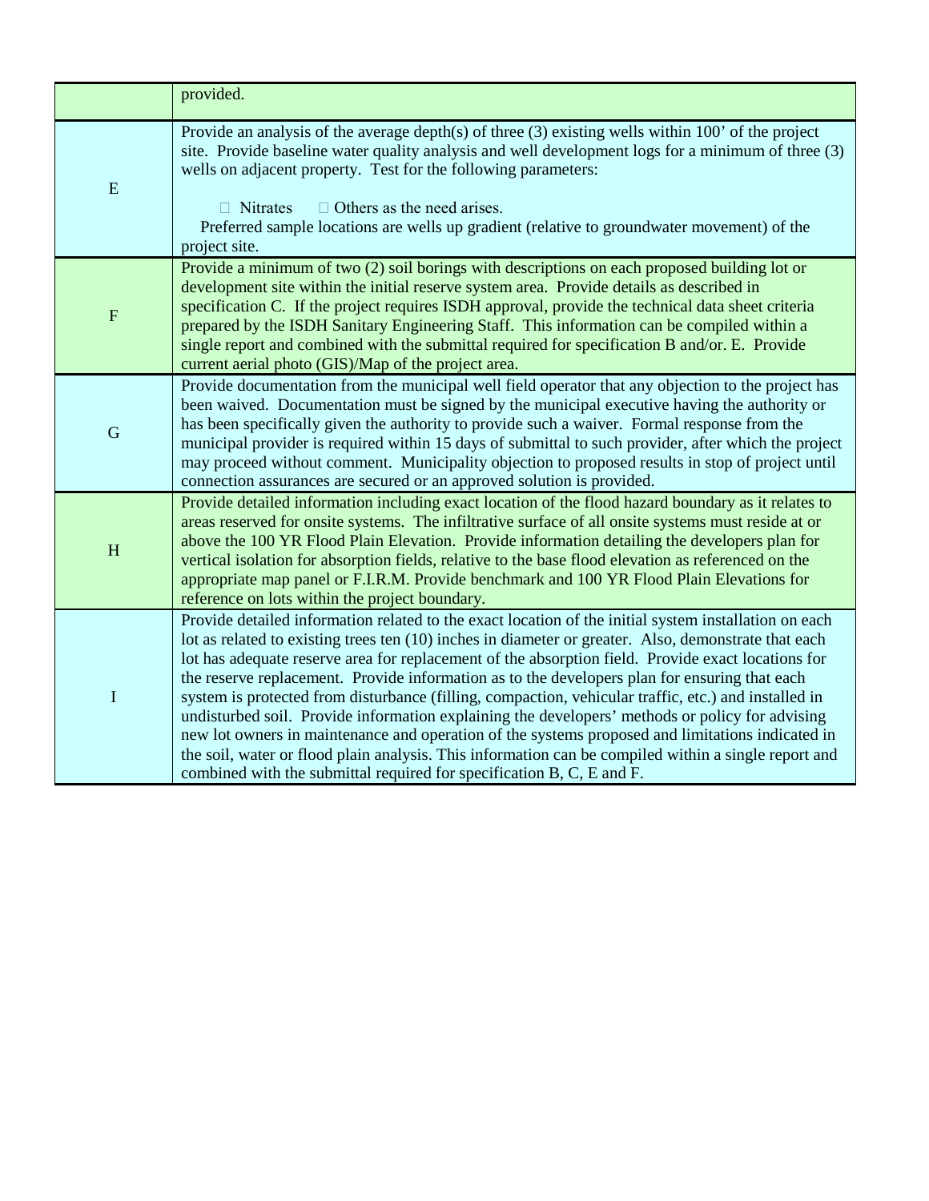| | |
|---|---|
| | provided. |
| E | Provide an analysis of the average depth(s) of three (3) existing wells within 100' of the project site. Provide baseline water quality analysis and well development logs for a minimum of three (3) wells on adjacent property. Test for the following parameters:<br><br>□ Nitrates □ Others as the need arises.<br>Preferred sample locations are wells up gradient (relative to groundwater movement) of the project site. |
| F | Provide a minimum of two (2) soil borings with descriptions on each proposed building lot or development site within the initial reserve system area. Provide details as described in specification C. If the project requires ISDH approval, provide the technical data sheet criteria prepared by the ISDH Sanitary Engineering Staff. This information can be compiled within a single report and combined with the submittal required for specification B and/or. E. Provide current aerial photo (GIS)/Map of the project area. |
| G | Provide documentation from the municipal well field operator that any objection to the project has been waived. Documentation must be signed by the municipal executive having the authority or has been specifically given the authority to provide such a waiver. Formal response from the municipal provider is required within 15 days of submittal to such provider, after which the project may proceed without comment. Municipality objection to proposed results in stop of project until connection assurances are secured or an approved solution is provided. |
| H | Provide detailed information including exact location of the flood hazard boundary as it relates to areas reserved for onsite systems. The infiltrative surface of all onsite systems must reside at or above the 100 YR Flood Plain Elevation. Provide information detailing the developers plan for vertical isolation for absorption fields, relative to the base flood elevation as referenced on the appropriate map panel or F.I.R.M. Provide benchmark and 100 YR Flood Plain Elevations for reference on lots within the project boundary. |
| I | Provide detailed information related to the exact location of the initial system installation on each lot as related to existing trees ten (10) inches in diameter or greater. Also, demonstrate that each lot has adequate reserve area for replacement of the absorption field. Provide exact locations for the reserve replacement. Provide information as to the developers plan for ensuring that each system is protected from disturbance (filling, compaction, vehicular traffic, etc.) and installed in undisturbed soil. Provide information explaining the developers' methods or policy for advising new lot owners in maintenance and operation of the systems proposed and limitations indicated in the soil, water or flood plain analysis. This information can be compiled within a single report and combined with the submittal required for specification B, C, E and F. |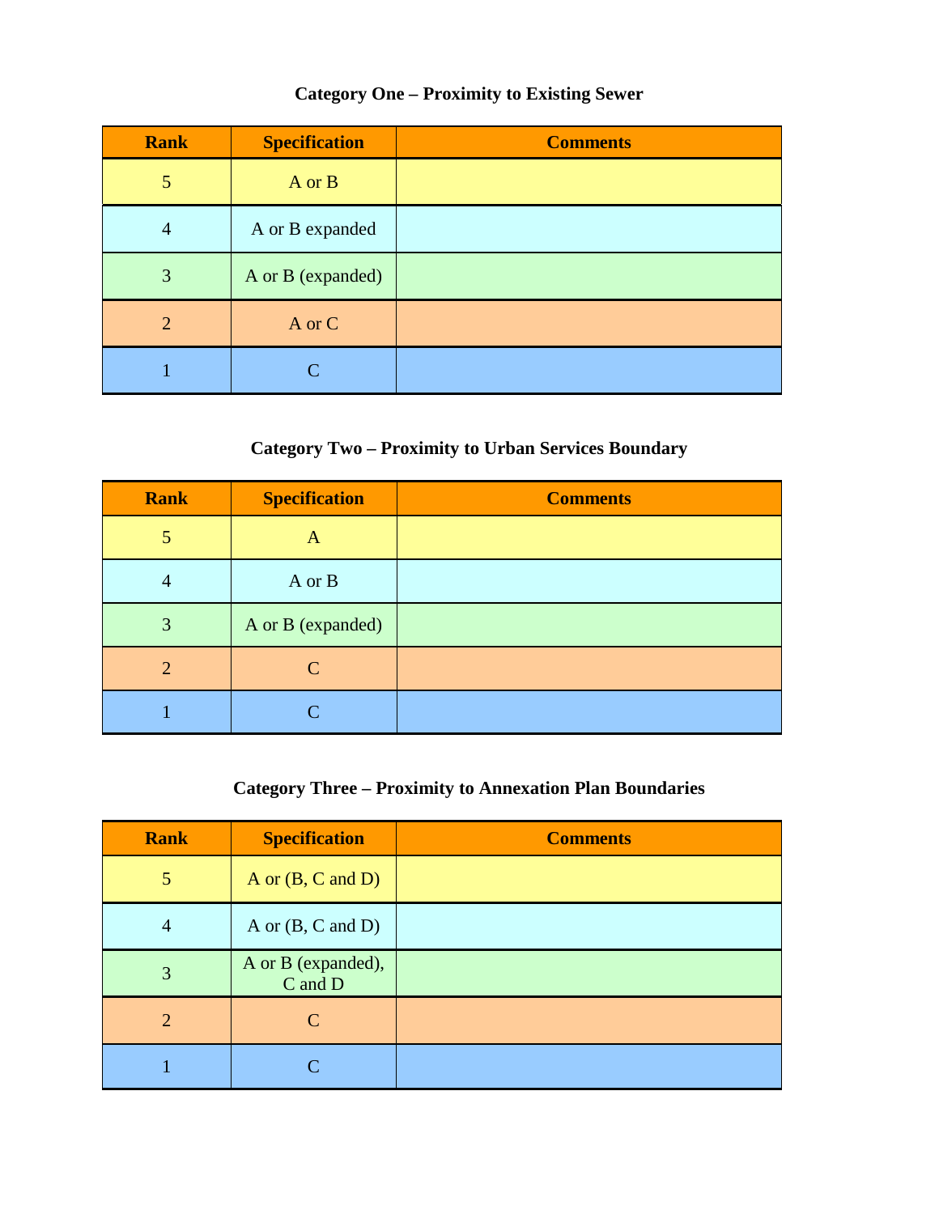### Category One – Proximity to Existing Sewer

| Rank | Specification | Comments |
|---|---|---|
| 5 | A or B | |
| 4 | A or B expanded | |
| 3 | A or B (expanded) | |
| 2 | A or C | |
| 1 | C | |

### Category Two – Proximity to Urban Services Boundary

| Rank | Specification | Comments |
|---|---|---|
| 5 | A | |
| 4 | A or B | |
| 3 | A or B (expanded) | |
| 2 | C | |
| 1 | C | |

### Category Three – Proximity to Annexation Plan Boundaries

| Rank | Specification | Comments |
|---|---|---|
| 5 | A or (B, C and D) | |
| 4 | A or (B, C and D) | |
| 3 | A or B (expanded), C and D | |
| 2 | C | |
| 1 | C | |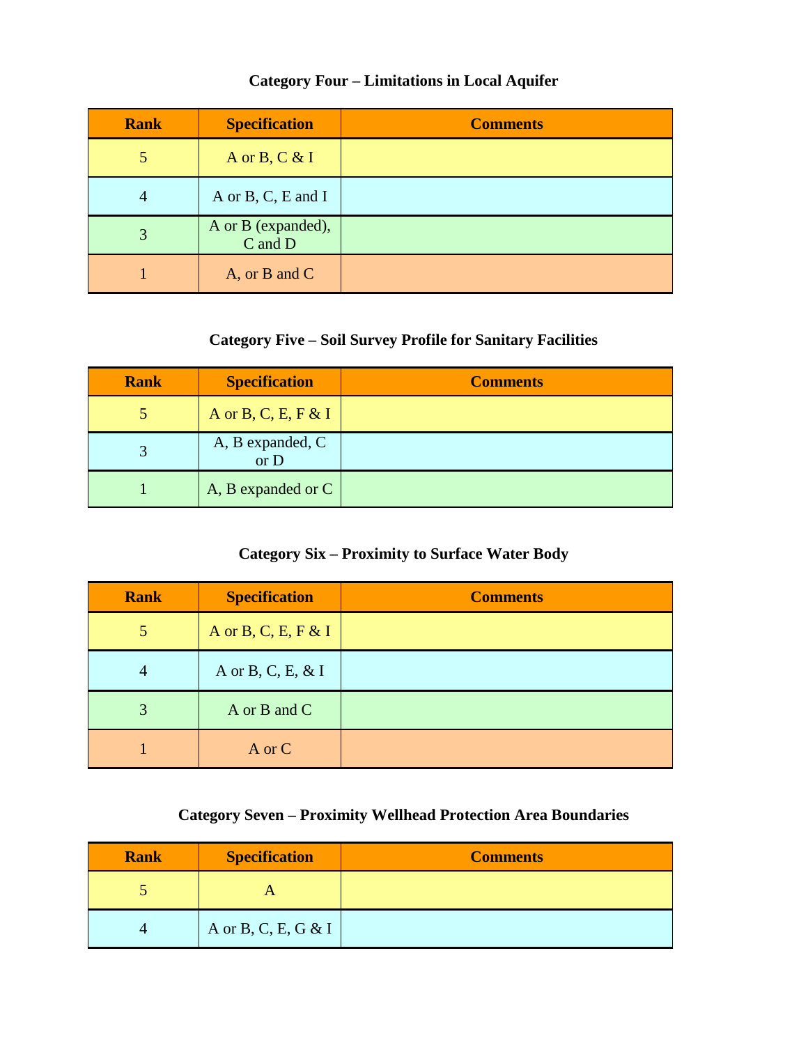### Category Four – Limitations in Local Aquifer

| Rank | Specification | Comments |
|---|---|---|
| 5 | A or B, C & I | |
| 4 | A or B, C, E and I | |
| 3 | A or B (expanded), C and D | |
| 1 | A, or B and C | |

### Category Five – Soil Survey Profile for Sanitary Facilities

| Rank | Specification | Comments |
|---|---|---|
| 5 | A or B, C, E, F & I | |
| 3 | A, B expanded, C or D | |
| 1 | A, B expanded or C | |

### Category Six – Proximity to Surface Water Body

| Rank | Specification | Comments |
|---|---|---|
| 5 | A or B, C, E, F & I | |
| 4 | A or B, C, E, & I | |
| 3 | A or B and C | |
| 1 | A or C | |

### Category Seven – Proximity Wellhead Protection Area Boundaries

| Rank | Specification | Comments |
|---|---|---|
| 5 | A | |
| 4 | A or B, C, E, G & I | |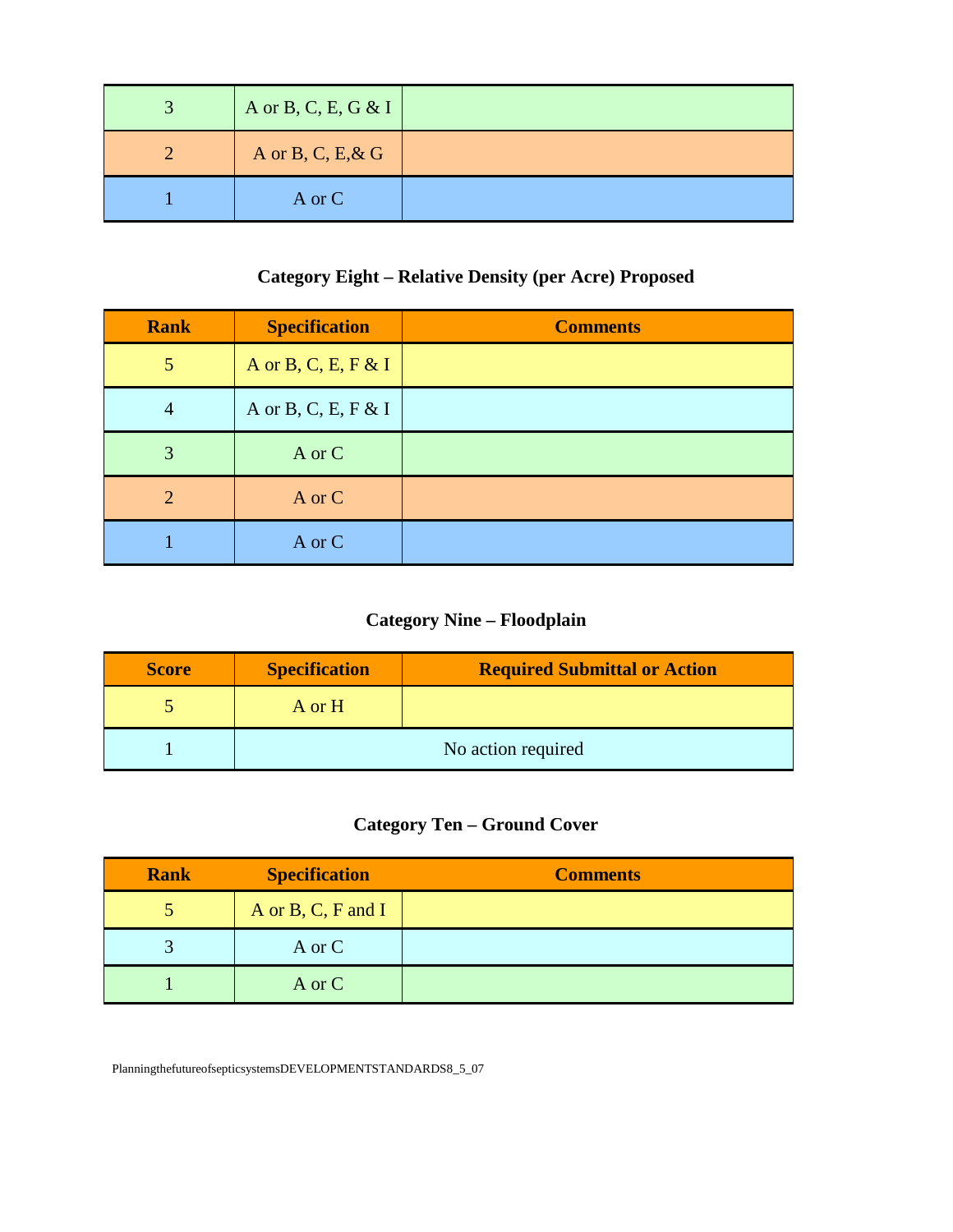| 3 | A or B, C, E, G & I | |
|---|---|---|
| 2 | A or B, C, E,& G | |
| 1 | A or C | |

### Category Eight – Relative Density (per Acre) Proposed

| Rank | Specification | Comments |
|---|---|---|
| 5 | A or B, C, E, F & I | |
| 4 | A or B, C, E, F & I | |
| 3 | A or C | |
| 2 | A or C | |
| 1 | A or C | |

### Category Nine – Floodplain

| Score | Specification | Required Submittal or Action |
|---|---|---|
| 5 | A or H | |
| 1 | No action required | |

### Category Ten – Ground Cover

| Rank | Specification | Comments |
|---|---|---|
| 5 | A or B, C, F and I | |
| 3 | A or C | |
| 1 | A or C | |

PlanningthefutureofsepticsystemsDEVELOPMENTSTANDARDS8_5_07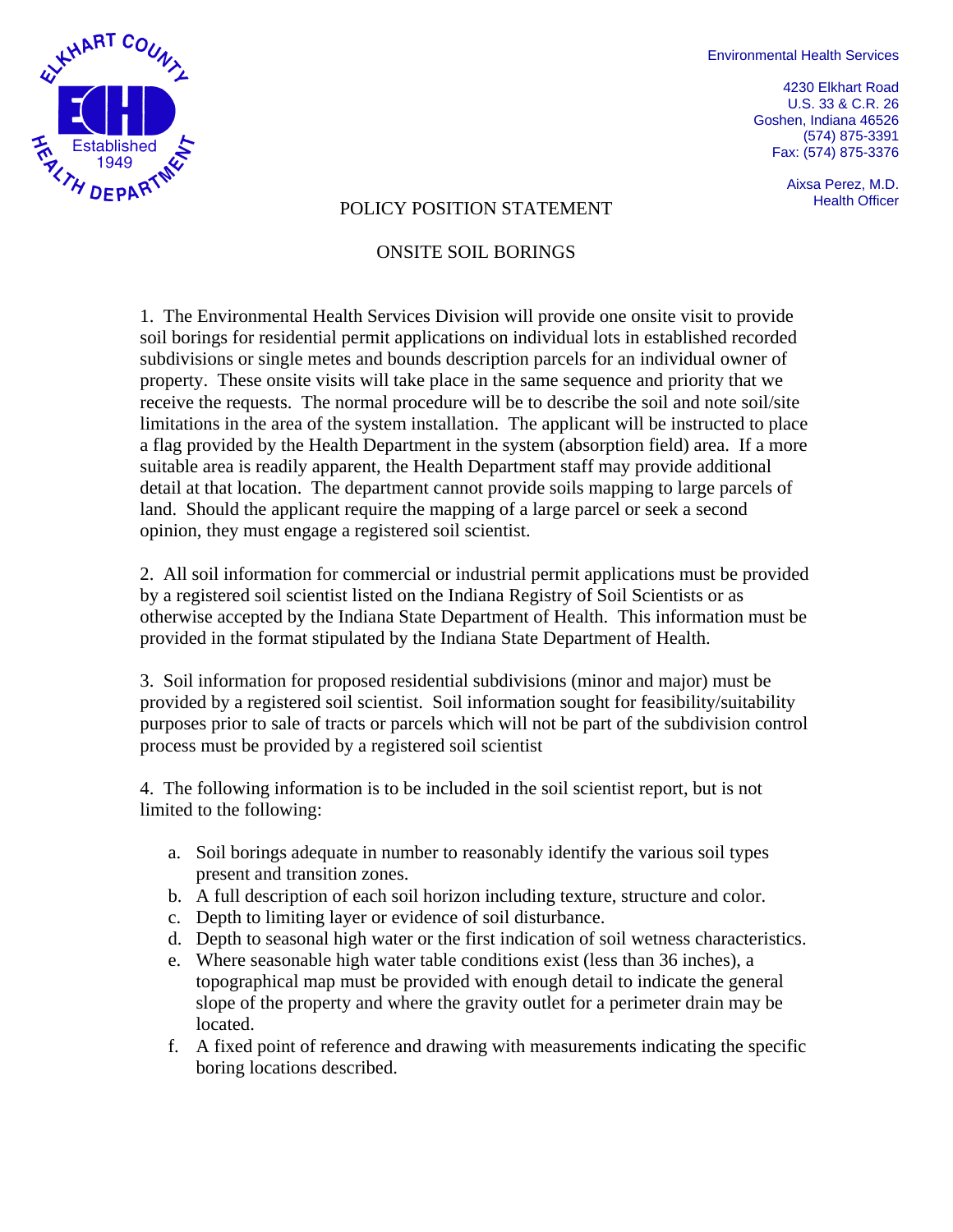Environmental Health Services

4230 Elkhart Road
U.S. 33 & C.R. 26
Goshen, Indiana 46526
(574) 875-3391
Fax: (574) 875-3376

Aixsa Perez, M.D.
Health Officer

# POLICY POSITION STATEMENT

## ONSITE SOIL BORINGS

1. The Environmental Health Services Division will provide one onsite visit to provide soil borings for residential permit applications on individual lots in established recorded subdivisions or single metes and bounds description parcels for an individual owner of property. These onsite visits will take place in the same sequence and priority that we receive the requests. The normal procedure will be to describe the soil and note soil/site limitations in the area of the system installation. The applicant will be instructed to place a flag provided by the Health Department in the system (absorption field) area. If a more suitable area is readily apparent, the Health Department staff may provide additional detail at that location. The department cannot provide soils mapping to large parcels of land. Should the applicant require the mapping of a large parcel or seek a second opinion, they must engage a registered soil scientist.

2. All soil information for commercial or industrial permit applications must be provided by a registered soil scientist listed on the Indiana Registry of Soil Scientists or as otherwise accepted by the Indiana State Department of Health. This information must be provided in the format stipulated by the Indiana State Department of Health.

3. Soil information for proposed residential subdivisions (minor and major) must be provided by a registered soil scientist. Soil information sought for feasibility/suitability purposes prior to sale of tracts or parcels which will not be part of the subdivision control process must be provided by a registered soil scientist

4. The following information is to be included in the soil scientist report, but is not limited to the following:

   a. Soil borings adequate in number to reasonably identify the various soil types present and transition zones.
   b. A full description of each soil horizon including texture, structure and color.
   c. Depth to limiting layer or evidence of soil disturbance.
   d. Depth to seasonal high water or the first indication of soil wetness characteristics.
   e. Where seasonable high water table conditions exist (less than 36 inches), a topographical map must be provided with enough detail to indicate the general slope of the property and where the gravity outlet for a perimeter drain may be located.
   f. A fixed point of reference and drawing with measurements indicating the specific boring locations described.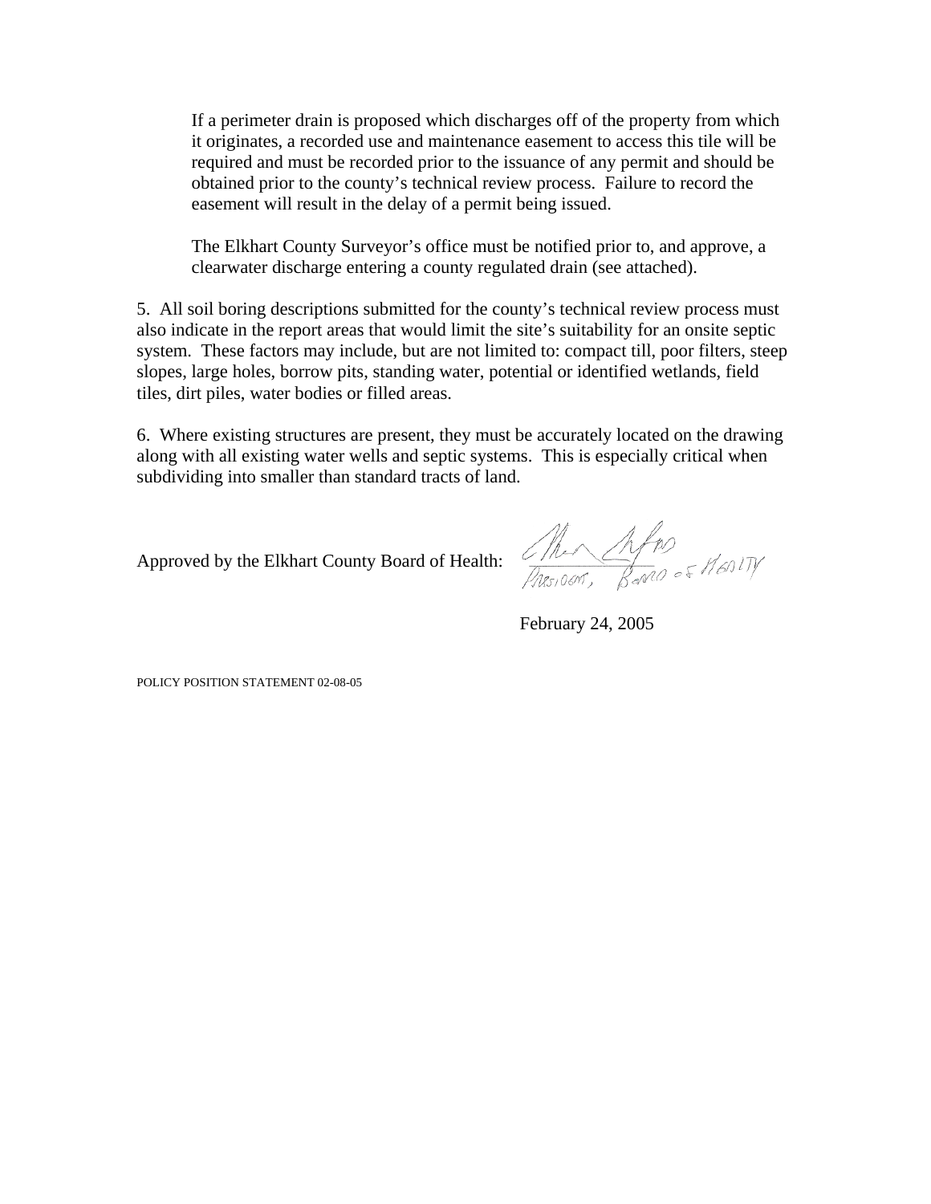If a perimeter drain is proposed which discharges off of the property from which it originates, a recorded use and maintenance easement to access this tile will be required and must be recorded prior to the issuance of any permit and should be obtained prior to the county's technical review process. Failure to record the easement will result in the delay of a permit being issued.

The Elkhart County Surveyor's office must be notified prior to, and approve, a clearwater discharge entering a county regulated drain (see attached).

5. All soil boring descriptions submitted for the county's technical review process must also indicate in the report areas that would limit the site's suitability for an onsite septic system. These factors may include, but are not limited to: compact till, poor filters, steep slopes, large holes, borrow pits, standing water, potential or identified wetlands, field tiles, dirt piles, water bodies or filled areas.

6. Where existing structures are present, they must be accurately located on the drawing along with all existing water wells and septic systems. This is especially critical when subdividing into smaller than standard tracts of land.

Approved by the Elkhart County Board of Health: President, Board of Health

February 24, 2005

POLICY POSITION STATEMENT 02-08-05